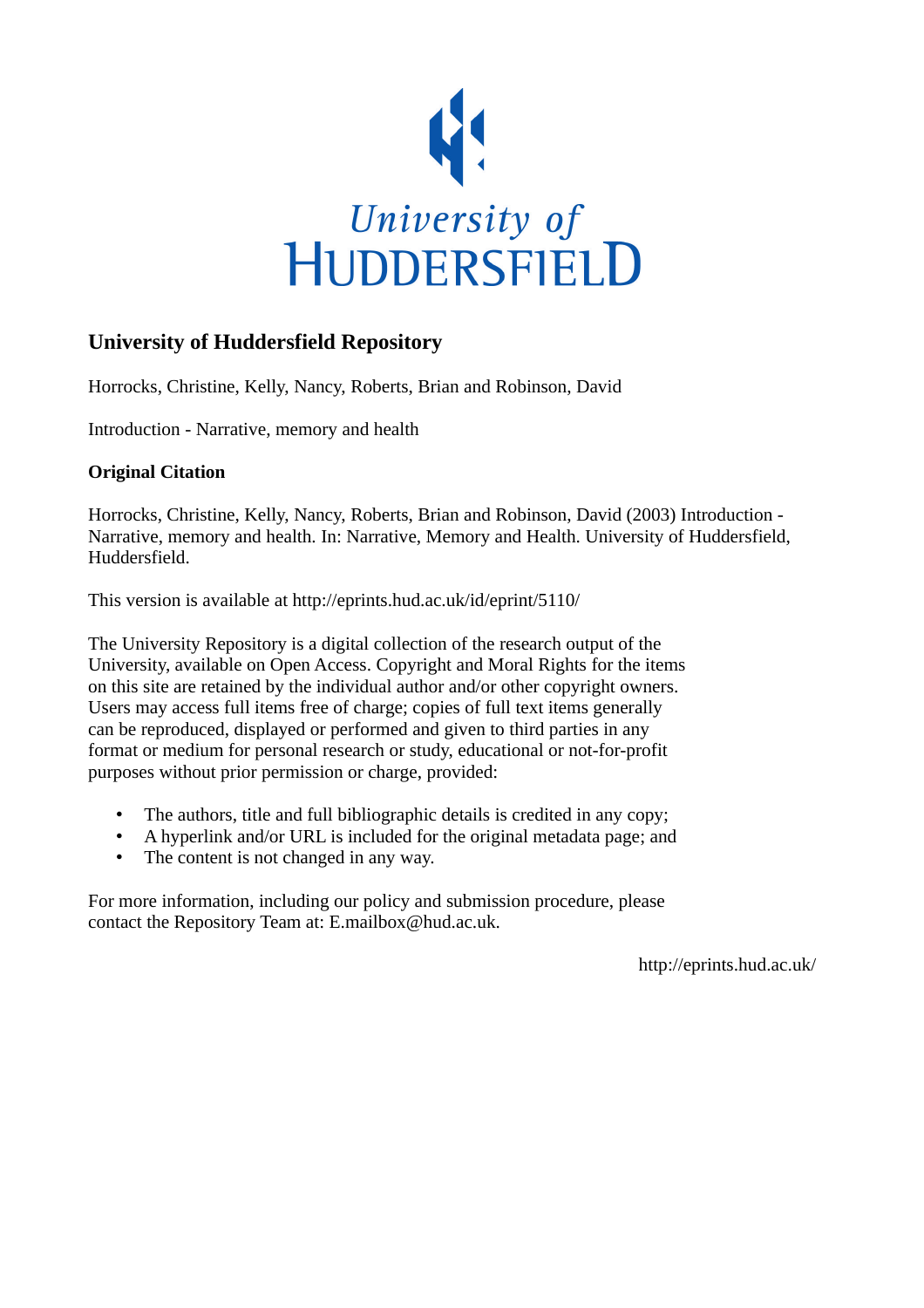University of
HUDDERSFIELD

## University of Huddersfield Repository

Horrocks, Christine, Kelly, Nancy, Roberts, Brian and Robinson, David

Introduction - Narrative, memory and health

### Original Citation

Horrocks, Christine, Kelly, Nancy, Roberts, Brian and Robinson, David (2003) Introduction - Narrative, memory and health. In: Narrative, Memory and Health. University of Huddersfield, Huddersfield.

This version is available at http://eprints.hud.ac.uk/id/eprint/5110/

The University Repository is a digital collection of the research output of the University, available on Open Access. Copyright and Moral Rights for the items on this site are retained by the individual author and/or other copyright owners. Users may access full items free of charge; copies of full text items generally can be reproduced, displayed or performed and given to third parties in any format or medium for personal research or study, educational or not-for-profit purposes without prior permission or charge, provided:

- The authors, title and full bibliographic details is credited in any copy;
- A hyperlink and/or URL is included for the original metadata page; and
- The content is not changed in any way.

For more information, including our policy and submission procedure, please contact the Repository Team at: E.mailbox@hud.ac.uk.

http://eprints.hud.ac.uk/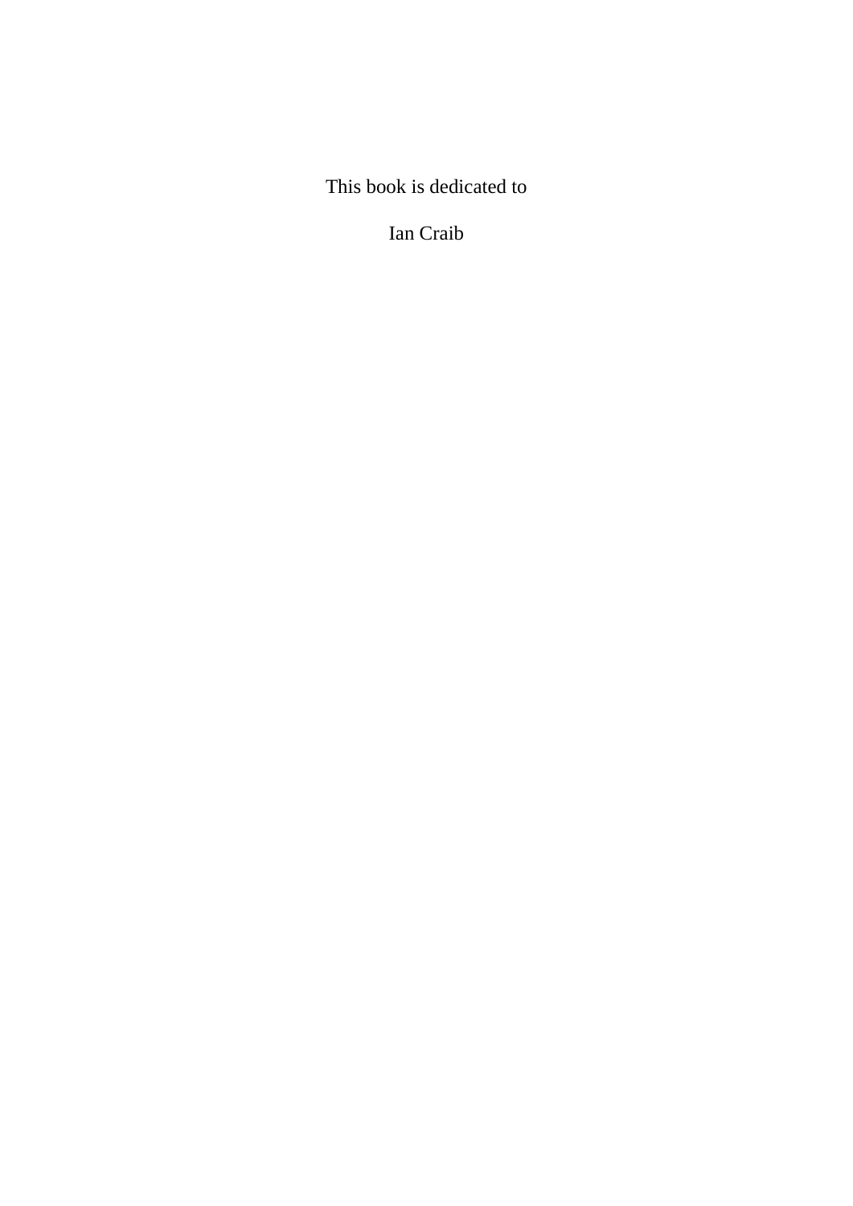This book is dedicated to

Ian Craib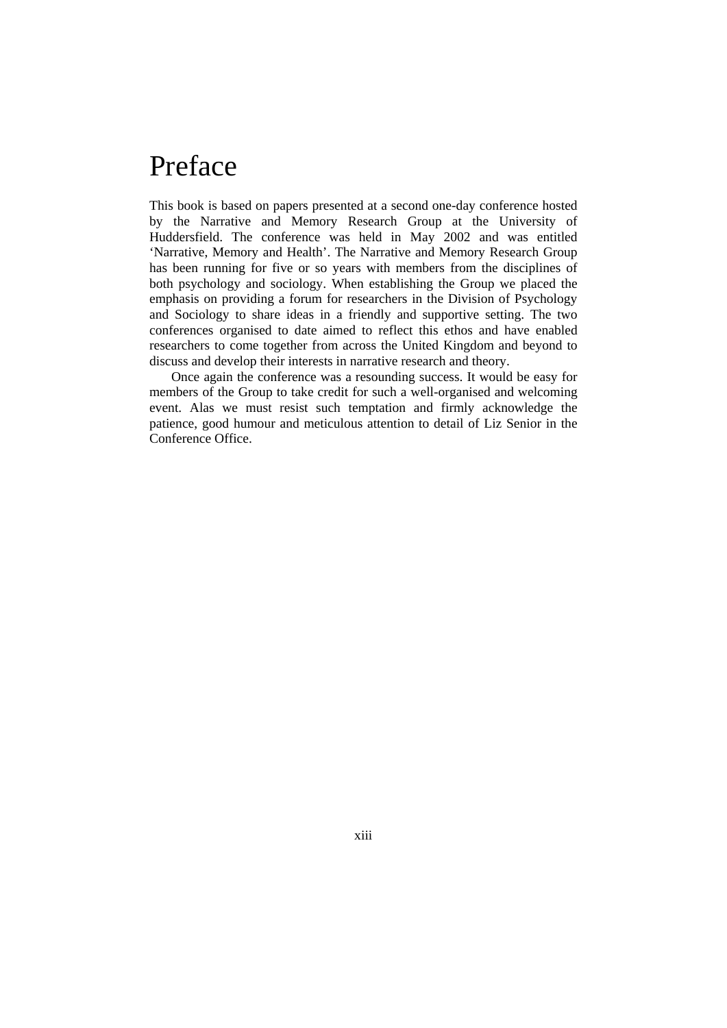# Preface

This book is based on papers presented at a second one-day conference hosted by the Narrative and Memory Research Group at the University of Huddersfield. The conference was held in May 2002 and was entitled 'Narrative, Memory and Health'. The Narrative and Memory Research Group has been running for five or so years with members from the disciplines of both psychology and sociology. When establishing the Group we placed the emphasis on providing a forum for researchers in the Division of Psychology and Sociology to share ideas in a friendly and supportive setting. The two conferences organised to date aimed to reflect this ethos and have enabled researchers to come together from across the United Kingdom and beyond to discuss and develop their interests in narrative research and theory.

Once again the conference was a resounding success. It would be easy for members of the Group to take credit for such a well-organised and welcoming event. Alas we must resist such temptation and firmly acknowledge the patience, good humour and meticulous attention to detail of Liz Senior in the Conference Office.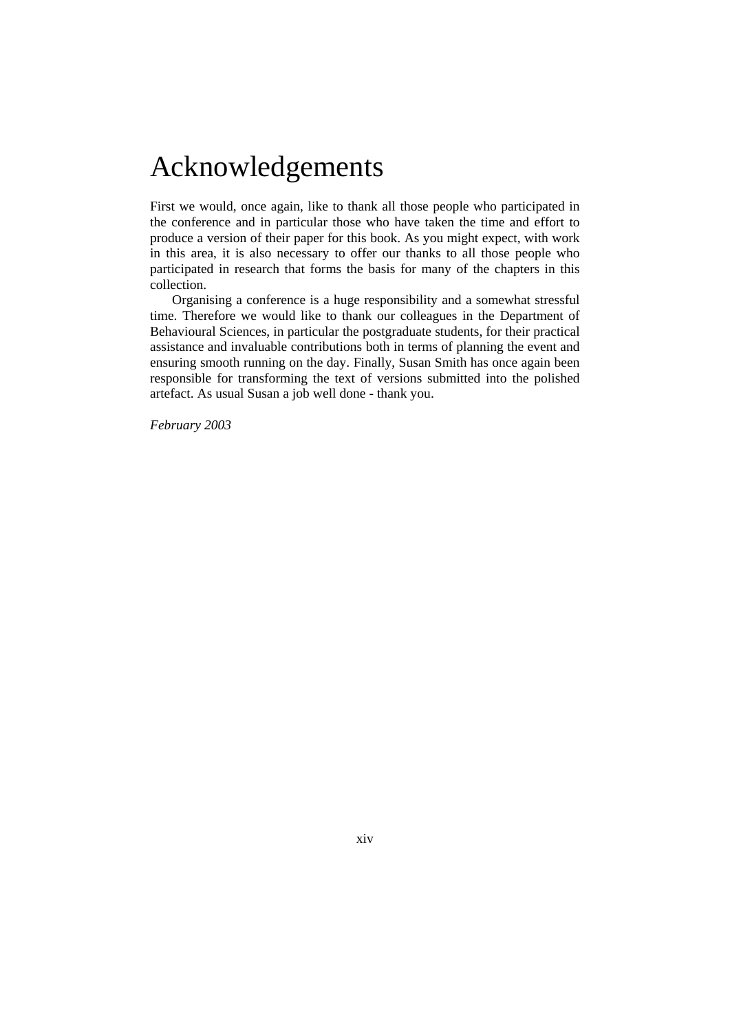# Acknowledgements

First we would, once again, like to thank all those people who participated in the conference and in particular those who have taken the time and effort to produce a version of their paper for this book. As you might expect, with work in this area, it is also necessary to offer our thanks to all those people who participated in research that forms the basis for many of the chapters in this collection.

Organising a conference is a huge responsibility and a somewhat stressful time. Therefore we would like to thank our colleagues in the Department of Behavioural Sciences, in particular the postgraduate students, for their practical assistance and invaluable contributions both in terms of planning the event and ensuring smooth running on the day. Finally, Susan Smith has once again been responsible for transforming the text of versions submitted into the polished artefact. As usual Susan a job well done - thank you.

*February 2003*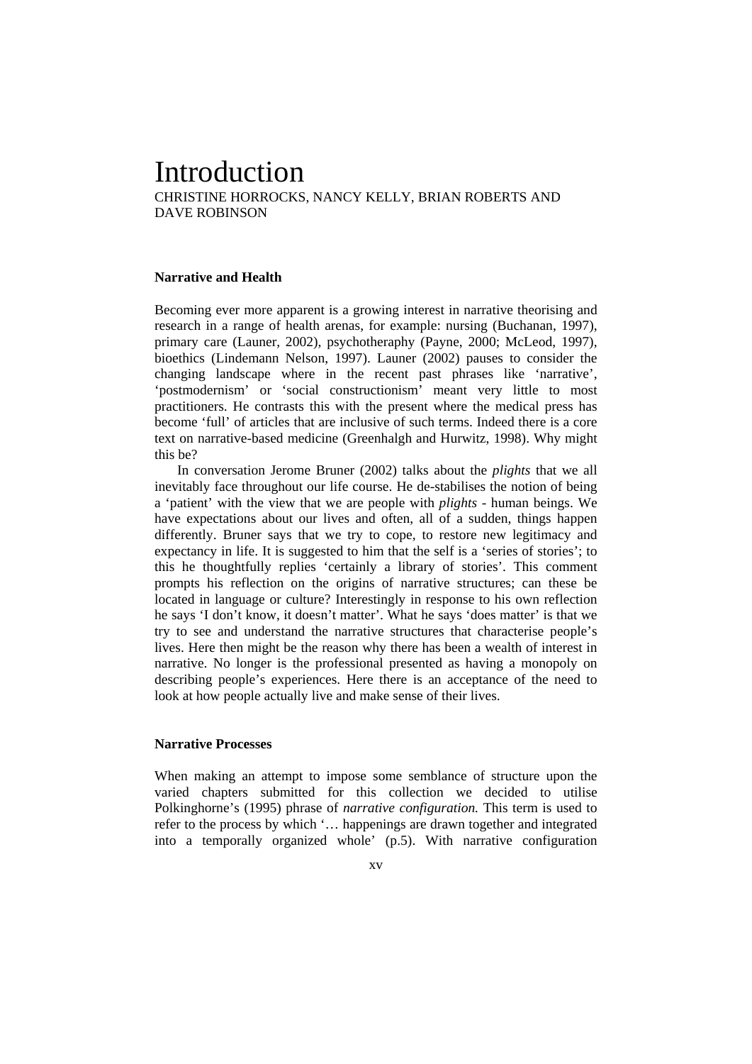# Introduction

CHRISTINE HORROCKS, NANCY KELLY, BRIAN ROBERTS AND DAVE ROBINSON

### Narrative and Health

Becoming ever more apparent is a growing interest in narrative theorising and research in a range of health arenas, for example: nursing (Buchanan, 1997), primary care (Launer, 2002), psychotheraphy (Payne, 2000; McLeod, 1997), bioethics (Lindemann Nelson, 1997). Launer (2002) pauses to consider the changing landscape where in the recent past phrases like 'narrative', 'postmodernism' or 'social constructionism' meant very little to most practitioners. He contrasts this with the present where the medical press has become 'full' of articles that are inclusive of such terms. Indeed there is a core text on narrative-based medicine (Greenhalgh and Hurwitz, 1998). Why might this be?

In conversation Jerome Bruner (2002) talks about the *plights* that we all inevitably face throughout our life course. He de-stabilises the notion of being a 'patient' with the view that we are people with *plights* - human beings. We have expectations about our lives and often, all of a sudden, things happen differently. Bruner says that we try to cope, to restore new legitimacy and expectancy in life. It is suggested to him that the self is a 'series of stories'; to this he thoughtfully replies 'certainly a library of stories'. This comment prompts his reflection on the origins of narrative structures; can these be located in language or culture? Interestingly in response to his own reflection he says 'I don't know, it doesn't matter'. What he says 'does matter' is that we try to see and understand the narrative structures that characterise people's lives. Here then might be the reason why there has been a wealth of interest in narrative. No longer is the professional presented as having a monopoly on describing people's experiences. Here there is an acceptance of the need to look at how people actually live and make sense of their lives.

### Narrative Processes

When making an attempt to impose some semblance of structure upon the varied chapters submitted for this collection we decided to utilise Polkinghorne's (1995) phrase of *narrative configuration.* This term is used to refer to the process by which '… happenings are drawn together and integrated into a temporally organized whole' (p.5). With narrative configuration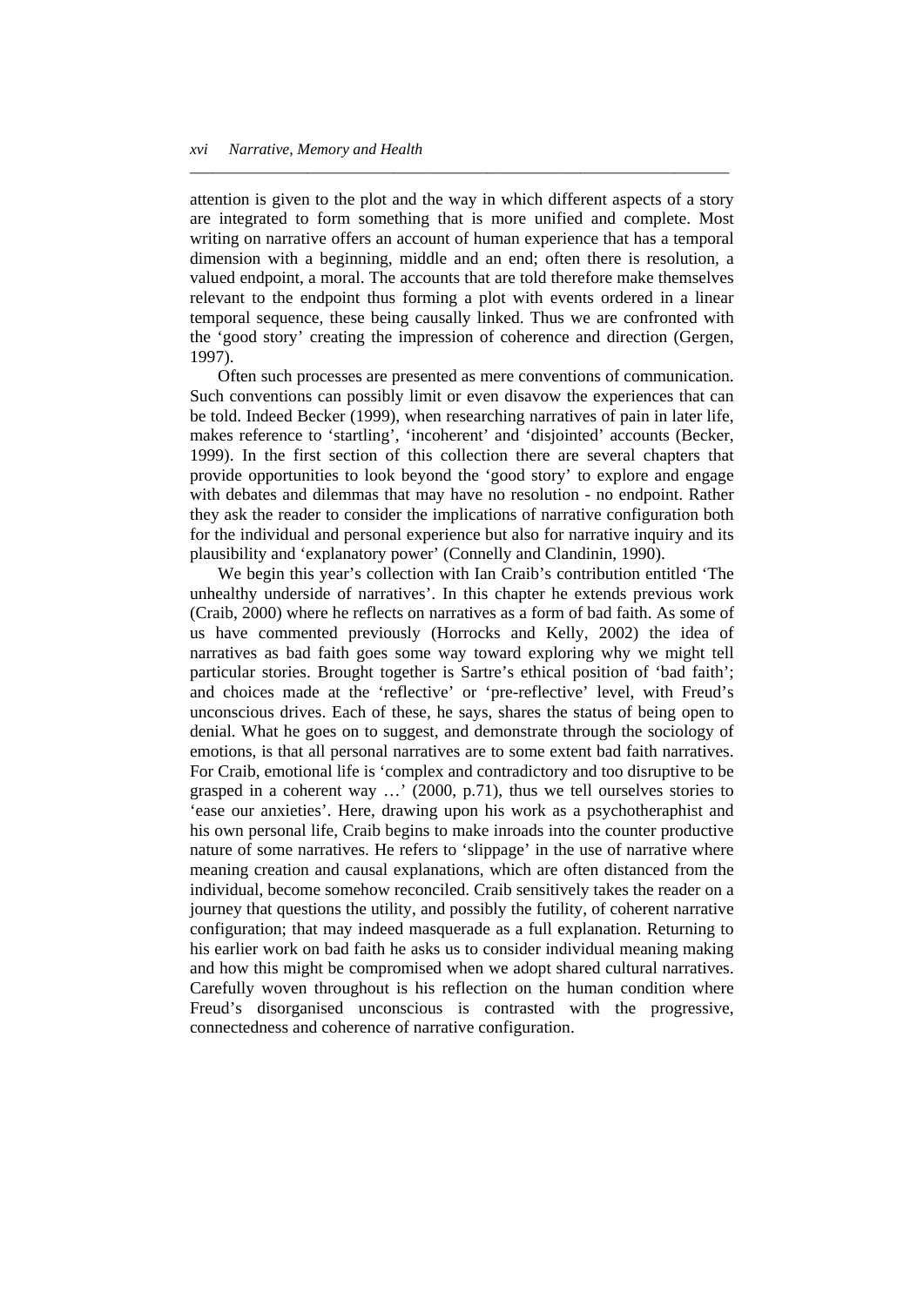attention is given to the plot and the way in which different aspects of a story are integrated to form something that is more unified and complete. Most writing on narrative offers an account of human experience that has a temporal dimension with a beginning, middle and an end; often there is resolution, a valued endpoint, a moral. The accounts that are told therefore make themselves relevant to the endpoint thus forming a plot with events ordered in a linear temporal sequence, these being causally linked. Thus we are confronted with the 'good story' creating the impression of coherence and direction (Gergen, 1997).

Often such processes are presented as mere conventions of communication. Such conventions can possibly limit or even disavow the experiences that can be told. Indeed Becker (1999), when researching narratives of pain in later life, makes reference to 'startling', 'incoherent' and 'disjointed' accounts (Becker, 1999). In the first section of this collection there are several chapters that provide opportunities to look beyond the 'good story' to explore and engage with debates and dilemmas that may have no resolution - no endpoint. Rather they ask the reader to consider the implications of narrative configuration both for the individual and personal experience but also for narrative inquiry and its plausibility and 'explanatory power' (Connelly and Clandinin, 1990).

We begin this year's collection with Ian Craib's contribution entitled 'The unhealthy underside of narratives'. In this chapter he extends previous work (Craib, 2000) where he reflects on narratives as a form of bad faith. As some of us have commented previously (Horrocks and Kelly, 2002) the idea of narratives as bad faith goes some way toward exploring why we might tell particular stories. Brought together is Sartre's ethical position of 'bad faith'; and choices made at the 'reflective' or 'pre-reflective' level, with Freud's unconscious drives. Each of these, he says, shares the status of being open to denial. What he goes on to suggest, and demonstrate through the sociology of emotions, is that all personal narratives are to some extent bad faith narratives. For Craib, emotional life is 'complex and contradictory and too disruptive to be grasped in a coherent way …' (2000, p.71), thus we tell ourselves stories to 'ease our anxieties'. Here, drawing upon his work as a psychotheraphist and his own personal life, Craib begins to make inroads into the counter productive nature of some narratives. He refers to 'slippage' in the use of narrative where meaning creation and causal explanations, which are often distanced from the individual, become somehow reconciled. Craib sensitively takes the reader on a journey that questions the utility, and possibly the futility, of coherent narrative configuration; that may indeed masquerade as a full explanation. Returning to his earlier work on bad faith he asks us to consider individual meaning making and how this might be compromised when we adopt shared cultural narratives. Carefully woven throughout is his reflection on the human condition where Freud's disorganised unconscious is contrasted with the progressive, connectedness and coherence of narrative configuration.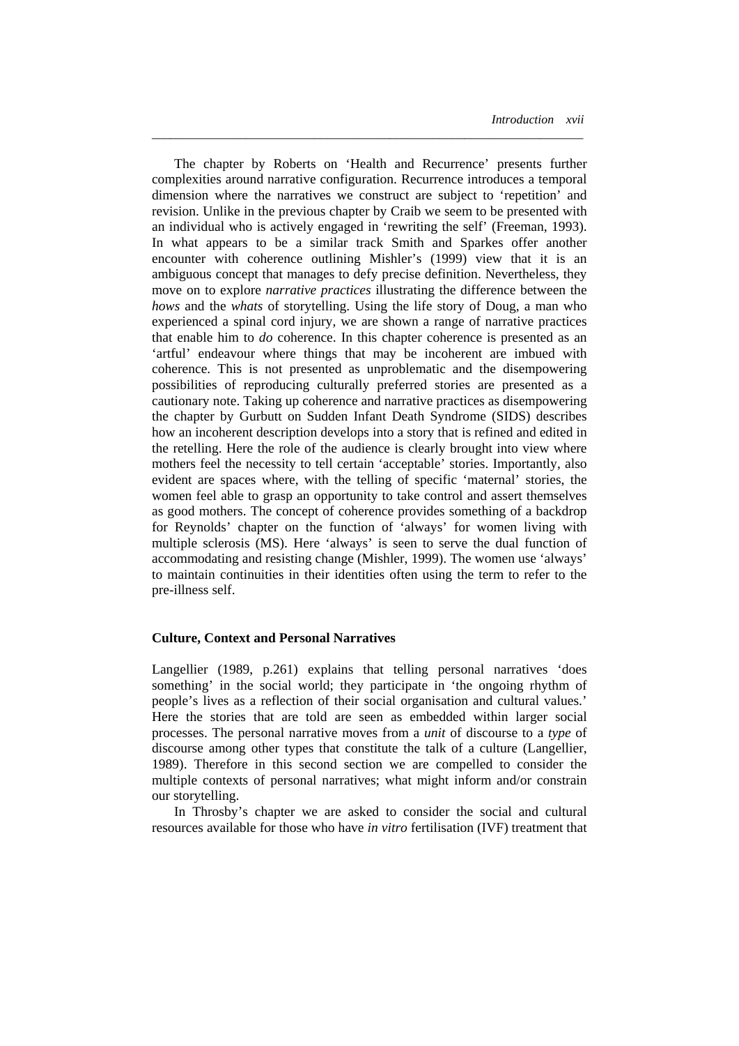The chapter by Roberts on 'Health and Recurrence' presents further complexities around narrative configuration. Recurrence introduces a temporal dimension where the narratives we construct are subject to 'repetition' and revision. Unlike in the previous chapter by Craib we seem to be presented with an individual who is actively engaged in 'rewriting the self' (Freeman, 1993). In what appears to be a similar track Smith and Sparkes offer another encounter with coherence outlining Mishler's (1999) view that it is an ambiguous concept that manages to defy precise definition. Nevertheless, they move on to explore *narrative practices* illustrating the difference between the *hows* and the *whats* of storytelling. Using the life story of Doug, a man who experienced a spinal cord injury, we are shown a range of narrative practices that enable him to *do* coherence. In this chapter coherence is presented as an 'artful' endeavour where things that may be incoherent are imbued with coherence. This is not presented as unproblematic and the disempowering possibilities of reproducing culturally preferred stories are presented as a cautionary note. Taking up coherence and narrative practices as disempowering the chapter by Gurbutt on Sudden Infant Death Syndrome (SIDS) describes how an incoherent description develops into a story that is refined and edited in the retelling. Here the role of the audience is clearly brought into view where mothers feel the necessity to tell certain 'acceptable' stories. Importantly, also evident are spaces where, with the telling of specific 'maternal' stories, the women feel able to grasp an opportunity to take control and assert themselves as good mothers. The concept of coherence provides something of a backdrop for Reynolds' chapter on the function of 'always' for women living with multiple sclerosis (MS). Here 'always' is seen to serve the dual function of accommodating and resisting change (Mishler, 1999). The women use 'always' to maintain continuities in their identities often using the term to refer to the pre-illness self.

**Culture, Context and Personal Narratives**

Langellier (1989, p.261) explains that telling personal narratives 'does something' in the social world; they participate in 'the ongoing rhythm of people's lives as a reflection of their social organisation and cultural values.' Here the stories that are told are seen as embedded within larger social processes. The personal narrative moves from a *unit* of discourse to a *type* of discourse among other types that constitute the talk of a culture (Langellier, 1989). Therefore in this second section we are compelled to consider the multiple contexts of personal narratives; what might inform and/or constrain our storytelling.

In Throsby's chapter we are asked to consider the social and cultural resources available for those who have *in vitro* fertilisation (IVF) treatment that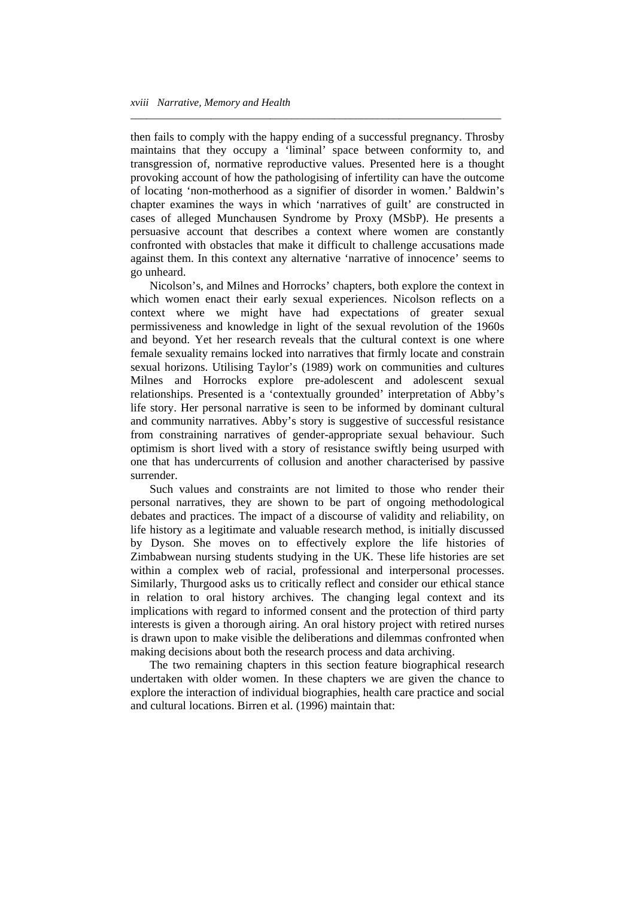then fails to comply with the happy ending of a successful pregnancy. Throsby maintains that they occupy a 'liminal' space between conformity to, and transgression of, normative reproductive values. Presented here is a thought provoking account of how the pathologising of infertility can have the outcome of locating 'non-motherhood as a signifier of disorder in women.' Baldwin's chapter examines the ways in which 'narratives of guilt' are constructed in cases of alleged Munchausen Syndrome by Proxy (MSbP). He presents a persuasive account that describes a context where women are constantly confronted with obstacles that make it difficult to challenge accusations made against them. In this context any alternative 'narrative of innocence' seems to go unheard.

Nicolson's, and Milnes and Horrocks' chapters, both explore the context in which women enact their early sexual experiences. Nicolson reflects on a context where we might have had expectations of greater sexual permissiveness and knowledge in light of the sexual revolution of the 1960s and beyond. Yet her research reveals that the cultural context is one where female sexuality remains locked into narratives that firmly locate and constrain sexual horizons. Utilising Taylor's (1989) work on communities and cultures Milnes and Horrocks explore pre-adolescent and adolescent sexual relationships. Presented is a 'contextually grounded' interpretation of Abby's life story. Her personal narrative is seen to be informed by dominant cultural and community narratives. Abby's story is suggestive of successful resistance from constraining narratives of gender-appropriate sexual behaviour. Such optimism is short lived with a story of resistance swiftly being usurped with one that has undercurrents of collusion and another characterised by passive surrender.

Such values and constraints are not limited to those who render their personal narratives, they are shown to be part of ongoing methodological debates and practices. The impact of a discourse of validity and reliability, on life history as a legitimate and valuable research method, is initially discussed by Dyson. She moves on to effectively explore the life histories of Zimbabwean nursing students studying in the UK. These life histories are set within a complex web of racial, professional and interpersonal processes. Similarly, Thurgood asks us to critically reflect and consider our ethical stance in relation to oral history archives. The changing legal context and its implications with regard to informed consent and the protection of third party interests is given a thorough airing. An oral history project with retired nurses is drawn upon to make visible the deliberations and dilemmas confronted when making decisions about both the research process and data archiving.

The two remaining chapters in this section feature biographical research undertaken with older women. In these chapters we are given the chance to explore the interaction of individual biographies, health care practice and social and cultural locations. Birren et al. (1996) maintain that: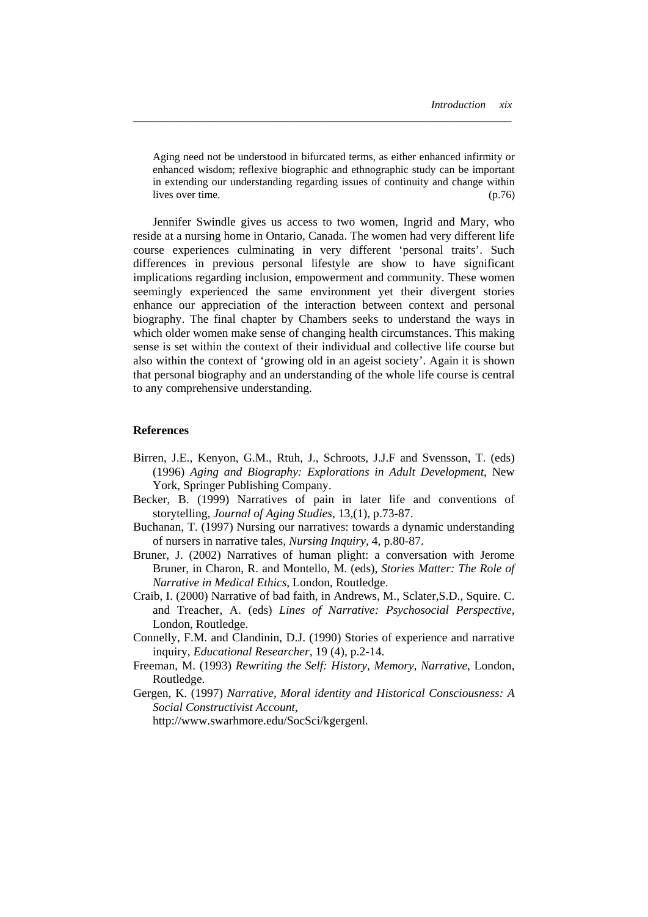> Aging need not be understood in bifurcated terms, as either enhanced infirmity or enhanced wisdom; reflexive biographic and ethnographic study can be important in extending our understanding regarding issues of continuity and change within lives over time. (p.76)

Jennifer Swindle gives us access to two women, Ingrid and Mary, who reside at a nursing home in Ontario, Canada. The women had very different life course experiences culminating in very different 'personal traits'. Such differences in previous personal lifestyle are show to have significant implications regarding inclusion, empowerment and community. These women seemingly experienced the same environment yet their divergent stories enhance our appreciation of the interaction between context and personal biography. The final chapter by Chambers seeks to understand the ways in which older women make sense of changing health circumstances. This making sense is set within the context of their individual and collective life course but also within the context of 'growing old in an ageist society'. Again it is shown that personal biography and an understanding of the whole life course is central to any comprehensive understanding.

## References

Birren, J.E., Kenyon, G.M., Rtuh, J., Schroots, J.J.F and Svensson, T. (eds) (1996) *Aging and Biography: Explorations in Adult Development*, New York, Springer Publishing Company.

Becker, B. (1999) Narratives of pain in later life and conventions of storytelling, *Journal of Aging Studies*, 13,(1), p.73-87.

Buchanan, T. (1997) Nursing our narratives: towards a dynamic understanding of nursers in narrative tales, *Nursing Inquiry*, 4, p.80-87.

Bruner, J. (2002) Narratives of human plight: a conversation with Jerome Bruner, in Charon, R. and Montello, M. (eds), *Stories Matter: The Role of Narrative in Medical Ethics*, London, Routledge.

Craib, I. (2000) Narrative of bad faith, in Andrews, M., Sclater,S.D., Squire. C. and Treacher, A. (eds) *Lines of Narrative: Psychosocial Perspective*, London, Routledge.

Connelly, F.M. and Clandinin, D.J. (1990) Stories of experience and narrative inquiry, *Educational Researcher*, 19 (4), p.2-14.

Freeman, M. (1993) *Rewriting the Self: History, Memory, Narrative*, London, Routledge.

Gergen, K. (1997) *Narrative, Moral identity and Historical Consciousness: A Social Constructivist Account*, http://www.swarhmore.edu/SocSci/kgergenl.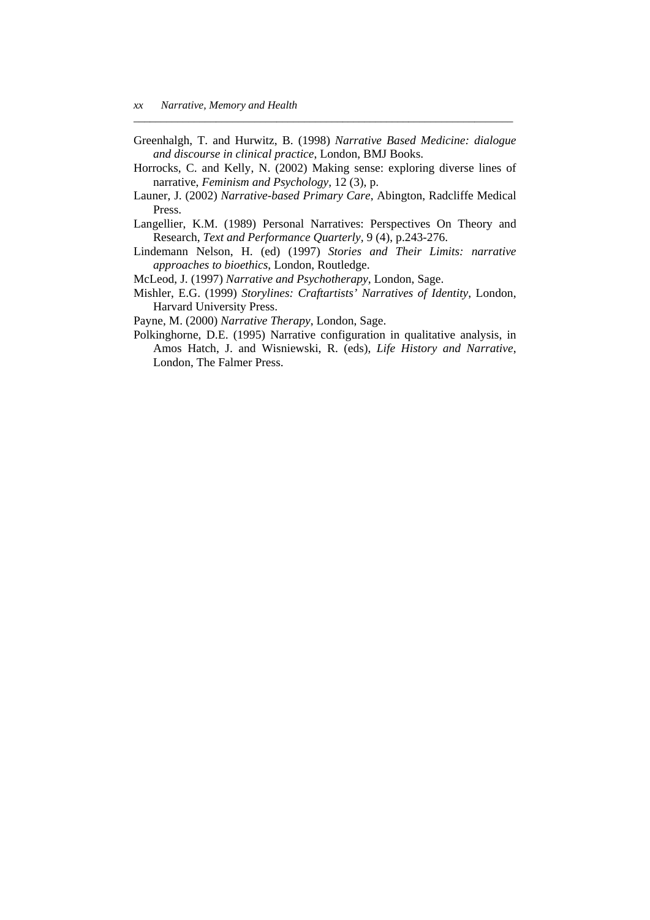Greenhalgh, T. and Hurwitz, B. (1998) *Narrative Based Medicine: dialogue and discourse in clinical practice*, London, BMJ Books.

Horrocks, C. and Kelly, N. (2002) Making sense: exploring diverse lines of narrative, *Feminism and Psychology*, 12 (3), p.

Launer, J. (2002) *Narrative-based Primary Care*, Abington, Radcliffe Medical Press.

Langellier, K.M. (1989) Personal Narratives: Perspectives On Theory and Research, *Text and Performance Quarterly*, 9 (4), p.243-276.

Lindemann Nelson, H. (ed) (1997) *Stories and Their Limits: narrative approaches to bioethics*, London, Routledge.

McLeod, J. (1997) *Narrative and Psychotherapy*, London, Sage.

Mishler, E.G. (1999) *Storylines: Craftartists' Narratives of Identity*, London, Harvard University Press.

Payne, M. (2000) *Narrative Therapy*, London, Sage.

Polkinghorne, D.E. (1995) Narrative configuration in qualitative analysis, in Amos Hatch, J. and Wisniewski, R. (eds), *Life History and Narrative*, London, The Falmer Press.